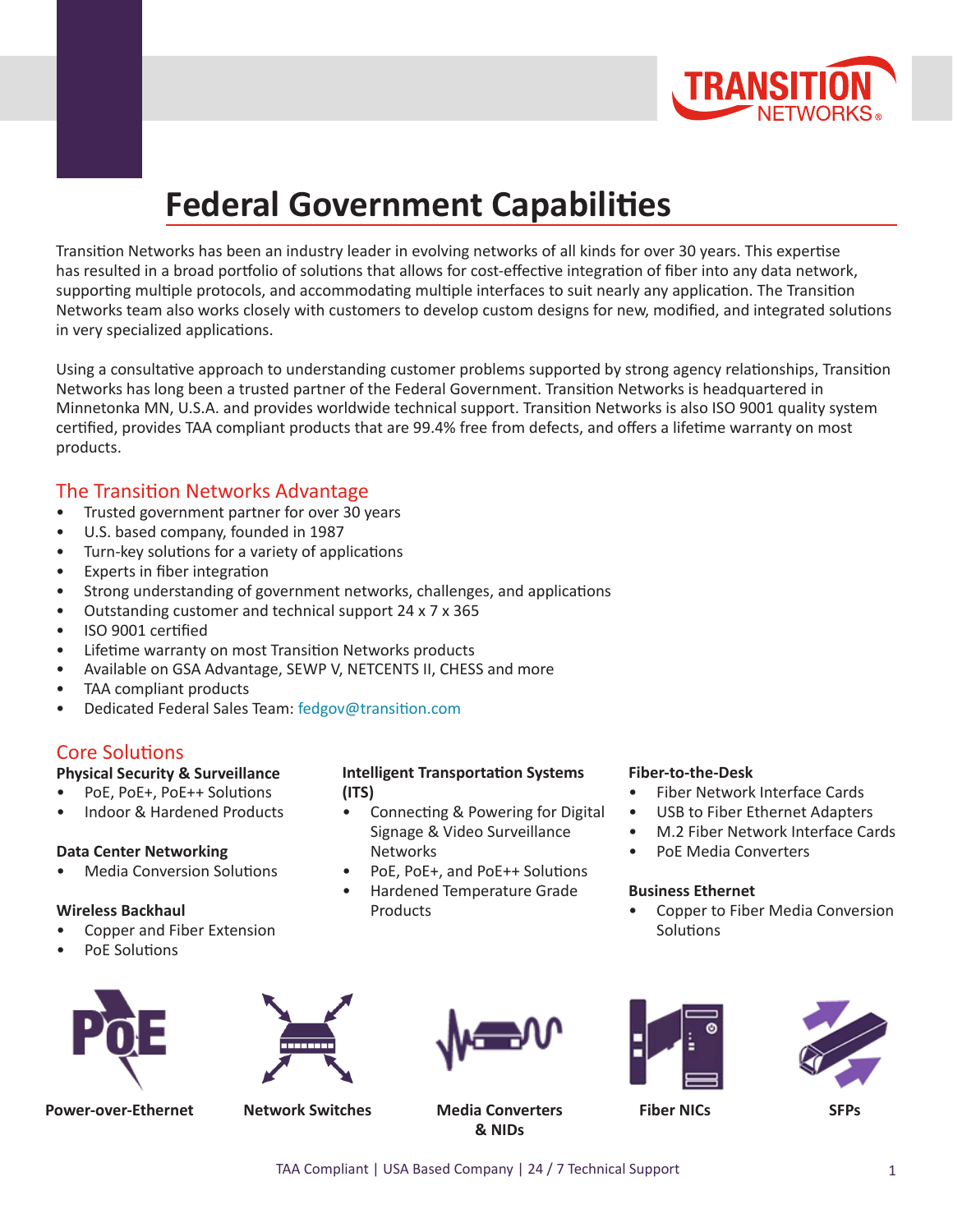# Federal Government Capabilities

Transition Networks has been an industry leader in evolving networks of all kinds for over 30 years. This expertise has resulted in a broad portfolio of solutions that allows for cost-effective integration of fiber into any data network, supporting multiple protocols, and accommodating multiple interfaces to suit nearly any application. The Transition Networks team also works closely with customers to develop custom designs for new, modified, and integrated solutions in very specialized applications.

Using a consultative approach to understanding customer problems supported by strong agency relationships, Transition Networks has long been a trusted partner of the Federal Government. Transition Networks is headquartered in Minnetonka MN, U.S.A. and provides worldwide technical support. Transition Networks is also ISO 9001 quality system certified, provides TAA compliant products that are 99.4% free from defects, and offers a lifetime warranty on most products.

## The Transition Networks Advantage

- Trusted government partner for over 30 years
- U.S. based company, founded in 1987
- Turn-key solutions for a variety of applications
- Experts in fiber integration
- Strong understanding of government networks, challenges, and applications
- Outstanding customer and technical support 24 x 7 x 365
- ISO 9001 certified
- Lifetime warranty on most Transition Networks products
- Available on GSA Advantage, SEWP V, NETCENTS II, CHESS and more
- TAA compliant products
- Dedicated Federal Sales Team: fedgov@transition.com

## Core Solutions

**Physical Security & Surveillance**

- PoE, PoE+, PoE++ Solutions
- Indoor & Hardened Products

**Data Center Networking**

- Media Conversion Solutions

**Wireless Backhaul**

- Copper and Fiber Extension
- PoE Solutions

**Intelligent Transportation Systems (ITS)**

- Connecting & Powering for Digital Signage & Video Surveillance Networks
- PoE, PoE+, and PoE++ Solutions
- Hardened Temperature Grade Products

**Fiber-to-the-Desk**

- Fiber Network Interface Cards
- USB to Fiber Ethernet Adapters
- M.2 Fiber Network Interface Cards
- PoE Media Converters

**Business Ethernet**

- Copper to Fiber Media Conversion Solutions

**Power-over-Ethernet** | **Network Switches** | **Media Converters & NIDs** | **Fiber NICs** | **SFPs**

TAA Compliant | USA Based Company | 24 / 7 Technical Support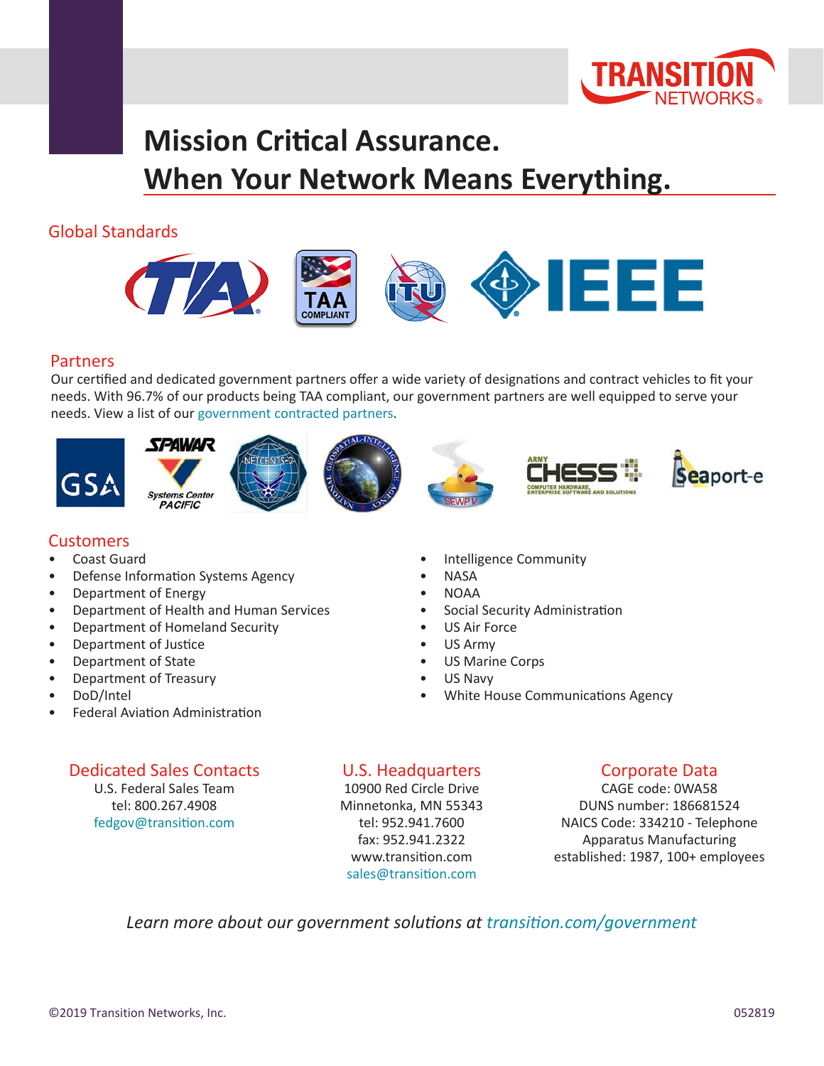# Mission Critical Assurance.
# When Your Network Means Everything.

## Global Standards

## Partners

Our certified and dedicated government partners offer a wide variety of designations and contract vehicles to fit your needs. With 96.7% of our products being TAA compliant, our government partners are well equipped to serve your needs. View a list of our government contracted partners.

## Customers

- Coast Guard
- Defense Information Systems Agency
- Department of Energy
- Department of Health and Human Services
- Department of Homeland Security
- Department of Justice
- Department of State
- Department of Treasury
- DoD/Intel
- Federal Aviation Administration
- Intelligence Community
- NASA
- NOAA
- Social Security Administration
- US Air Force
- US Army
- US Marine Corps
- US Navy
- White House Communications Agency

## Dedicated Sales Contacts

U.S. Federal Sales Team
tel: 800.267.4908
fedgov@transition.com

## U.S. Headquarters

10900 Red Circle Drive
Minnetonka, MN 55343
tel: 952.941.7600
fax: 952.941.2322
www.transition.com
sales@transition.com

## Corporate Data

CAGE code: 0WA58
DUNS number: 186681524
NAICS Code: 334210 - Telephone Apparatus Manufacturing
established: 1987, 100+ employees

*Learn more about our government solutions at transition.com/government*

©2019 Transition Networks, Inc.

052819